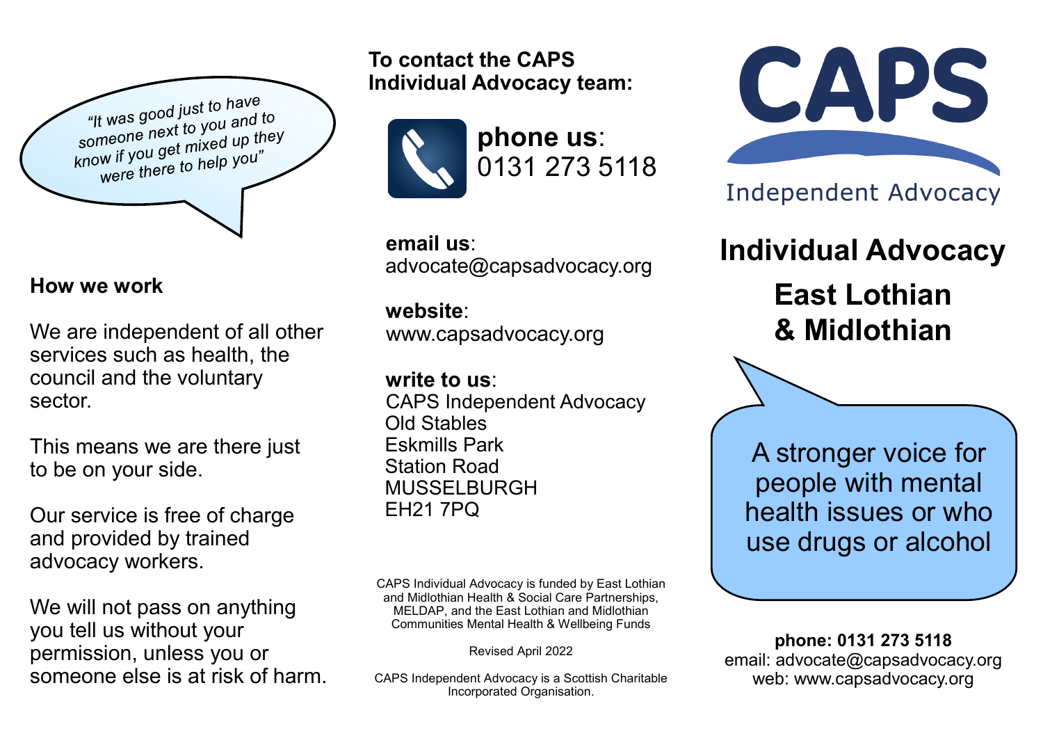*"It was good just to have someone next to you and to know if you get mixed up they were there to help you"*

**How we work**

We are independent of all other services such as health, the council and the voluntary sector.

This means we are there just to be on your side.

Our service is free of charge and provided by trained advocacy workers.

We will not pass on anything you tell us without your permission, unless you or someone else is at risk of harm.

**To contact the CAPS Individual Advocacy team:**

**phone us**: 0131 273 5118

**email us**: advocate@capsadvocacy.org

**website**: www.capsadvocacy.org

**write to us**:
CAPS Independent Advocacy
Old Stables
Eskmills Park
Station Road
MUSSELBURGH
EH21 7PQ

CAPS Individual Advocacy is funded by East Lothian and Midlothian Health & Social Care Partnerships, MELDAP, and the East Lothian and Midlothian Communities Mental Health & Wellbeing Funds

Revised April 2022

CAPS Independent Advocacy is a Scottish Charitable Incorporated Organisation.

# CAPS

Independent Advocacy

# Individual Advocacy

## East Lothian & Midlothian

A stronger voice for people with mental health issues or who use drugs or alcohol

**phone: 0131 273 5118**
email: advocate@capsadvocacy.org
web: www.capsadvocacy.org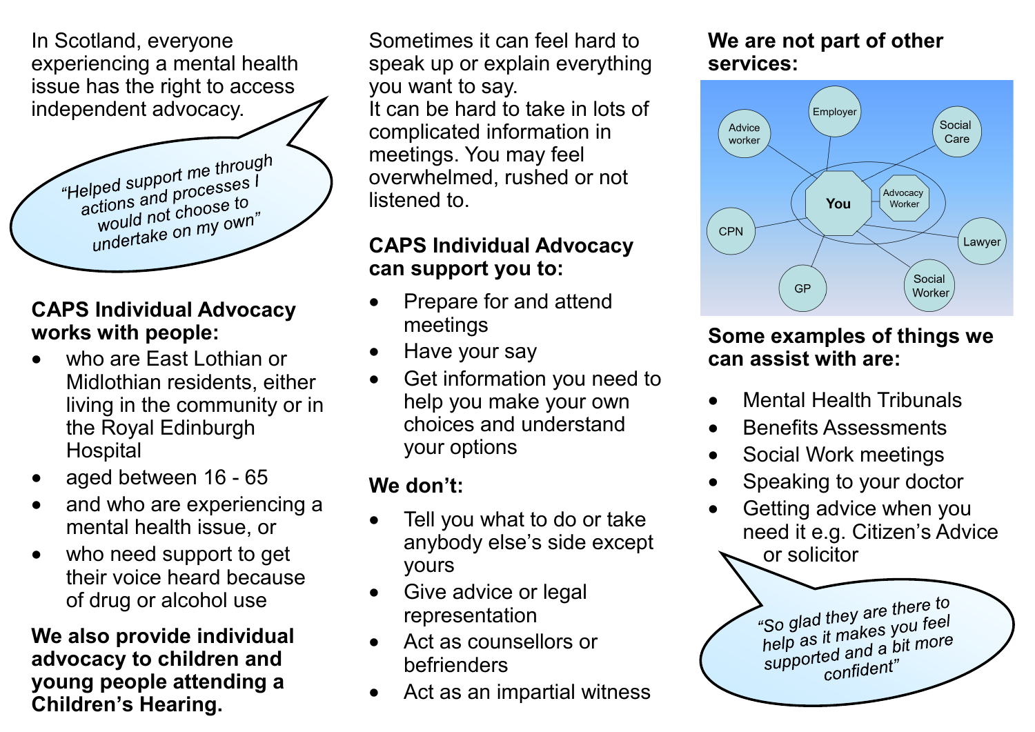In Scotland, everyone experiencing a mental health issue has the right to access independent advocacy.

*"Helped support me through actions and processes I would not choose to undertake on my own"*

**CAPS Individual Advocacy works with people:**

- who are East Lothian or Midlothian residents, either living in the community or in the Royal Edinburgh Hospital
- aged between 16 - 65
- and who are experiencing a mental health issue, or
- who need support to get their voice heard because of drug or alcohol use

**We also provide individual advocacy to children and young people attending a Children's Hearing.**

Sometimes it can feel hard to speak up or explain everything you want to say.
It can be hard to take in lots of complicated information in meetings. You may feel overwhelmed, rushed or not listened to.

**CAPS Individual Advocacy can support you to:**

- Prepare for and attend meetings
- Have your say
- Get information you need to help you make your own choices and understand your options

**We don't:**

- Tell you what to do or take anybody else's side except yours
- Give advice or legal representation
- Act as counsellors or befrienders
- Act as an impartial witness

**We are not part of other services:**

Employer
Advice worker
Social Care
You
Advocacy Worker
CPN
Lawyer
GP
Social Worker

**Some examples of things we can assist with are:**

- Mental Health Tribunals
- Benefits Assessments
- Social Work meetings
- Speaking to your doctor
- Getting advice when you need it e.g. Citizen's Advice or solicitor

*"So glad they are there to help as it makes you feel supported and a bit more confident"*